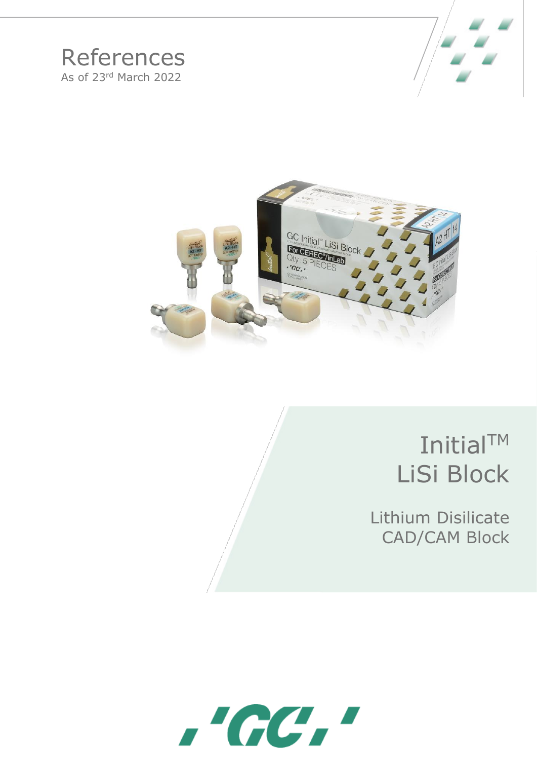# References

As of 23rd March 2022

# Initial™ LiSi Block

## Lithium Disilicate CAD/CAM Block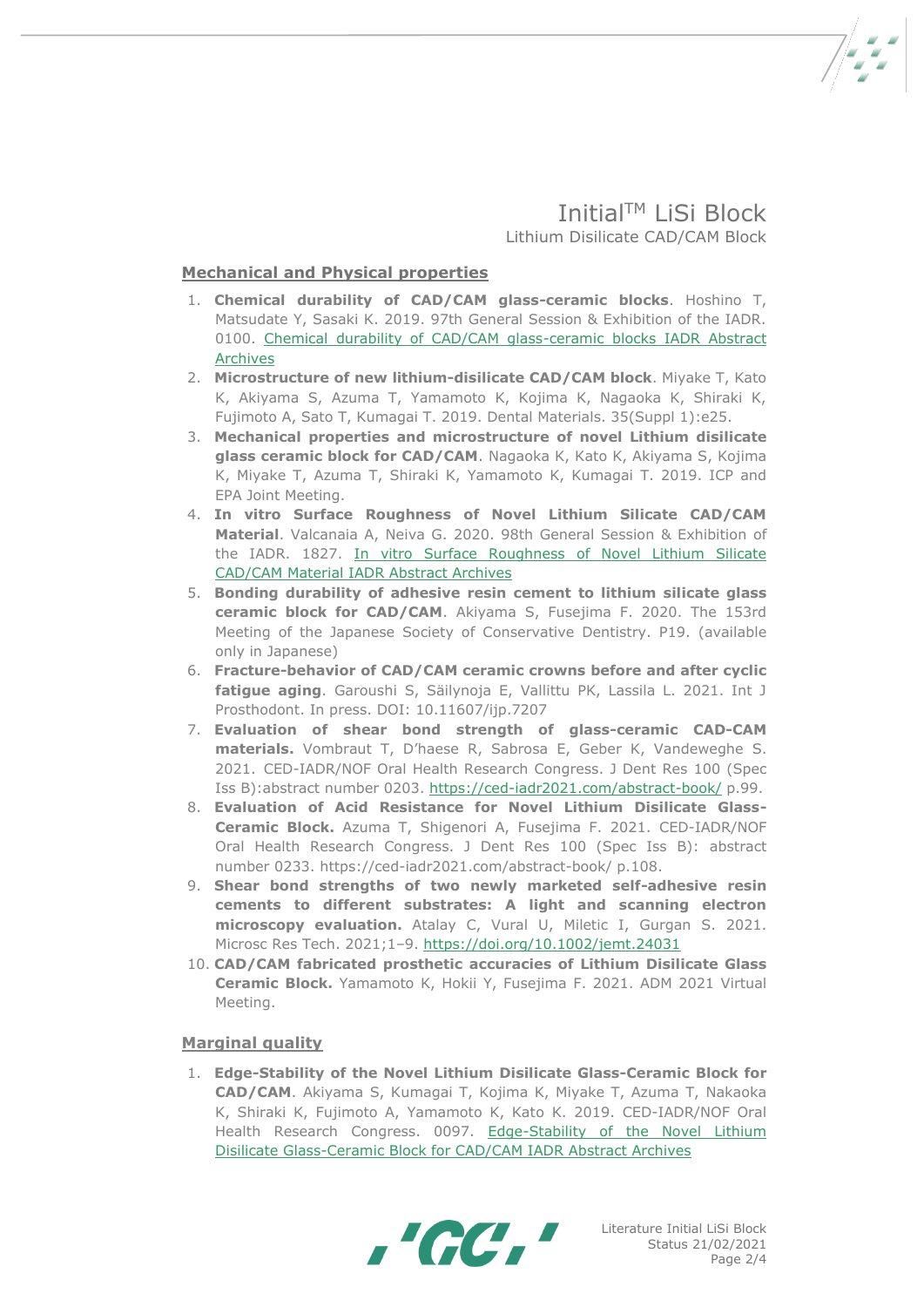# Initial™ LiSi Block

Lithium Disilicate CAD/CAM Block

## Mechanical and Physical properties

1. **Chemical durability of CAD/CAM glass-ceramic blocks**. Hoshino T, Matsudate Y, Sasaki K. 2019. 97th General Session & Exhibition of the IADR. 0100. Chemical durability of CAD/CAM glass-ceramic blocks IADR Abstract Archives
2. **Microstructure of new lithium-disilicate CAD/CAM block**. Miyake T, Kato K, Akiyama S, Azuma T, Yamamoto K, Kojima K, Nagaoka K, Shiraki K, Fujimoto A, Sato T, Kumagai T. 2019. Dental Materials. 35(Suppl 1):e25.
3. **Mechanical properties and microstructure of novel Lithium disilicate glass ceramic block for CAD/CAM**. Nagaoka K, Kato K, Akiyama S, Kojima K, Miyake T, Azuma T, Shiraki K, Yamamoto K, Kumagai T. 2019. ICP and EPA Joint Meeting.
4. **In vitro Surface Roughness of Novel Lithium Silicate CAD/CAM Material**. Valcanaia A, Neiva G. 2020. 98th General Session & Exhibition of the IADR. 1827. In vitro Surface Roughness of Novel Lithium Silicate CAD/CAM Material IADR Abstract Archives
5. **Bonding durability of adhesive resin cement to lithium silicate glass ceramic block for CAD/CAM**. Akiyama S, Fusejima F. 2020. The 153rd Meeting of the Japanese Society of Conservative Dentistry. P19. (available only in Japanese)
6. **Fracture-behavior of CAD/CAM ceramic crowns before and after cyclic fatigue aging**. Garoushi S, Säilynoja E, Vallittu PK, Lassila L. 2021. Int J Prosthodont. In press. DOI: 10.11607/ijp.7207
7. **Evaluation of shear bond strength of glass-ceramic CAD-CAM materials.** Vombraut T, D'haese R, Sabrosa E, Geber K, Vandeweghe S. 2021. CED-IADR/NOF Oral Health Research Congress. J Dent Res 100 (Spec Iss B):abstract number 0203. https://ced-iadr2021.com/abstract-book/ p.99.
8. **Evaluation of Acid Resistance for Novel Lithium Disilicate Glass-Ceramic Block.** Azuma T, Shigenori A, Fusejima F. 2021. CED-IADR/NOF Oral Health Research Congress. J Dent Res 100 (Spec Iss B): abstract number 0233. https://ced-iadr2021.com/abstract-book/ p.108.
9. **Shear bond strengths of two newly marketed self-adhesive resin cements to different substrates: A light and scanning electron microscopy evaluation.** Atalay C, Vural U, Miletic I, Gurgan S. 2021. Microsc Res Tech. 2021;1–9. https://doi.org/10.1002/jemt.24031
10. **CAD/CAM fabricated prosthetic accuracies of Lithium Disilicate Glass Ceramic Block.** Yamamoto K, Hokii Y, Fusejima F. 2021. ADM 2021 Virtual Meeting.

## Marginal quality

1. **Edge-Stability of the Novel Lithium Disilicate Glass-Ceramic Block for CAD/CAM**. Akiyama S, Kumagai T, Kojima K, Miyake T, Azuma T, Nakaoka K, Shiraki K, Fujimoto A, Yamamoto K, Kato K. 2019. CED-IADR/NOF Oral Health Research Congress. 0097. Edge-Stability of the Novel Lithium Disilicate Glass-Ceramic Block for CAD/CAM IADR Abstract Archives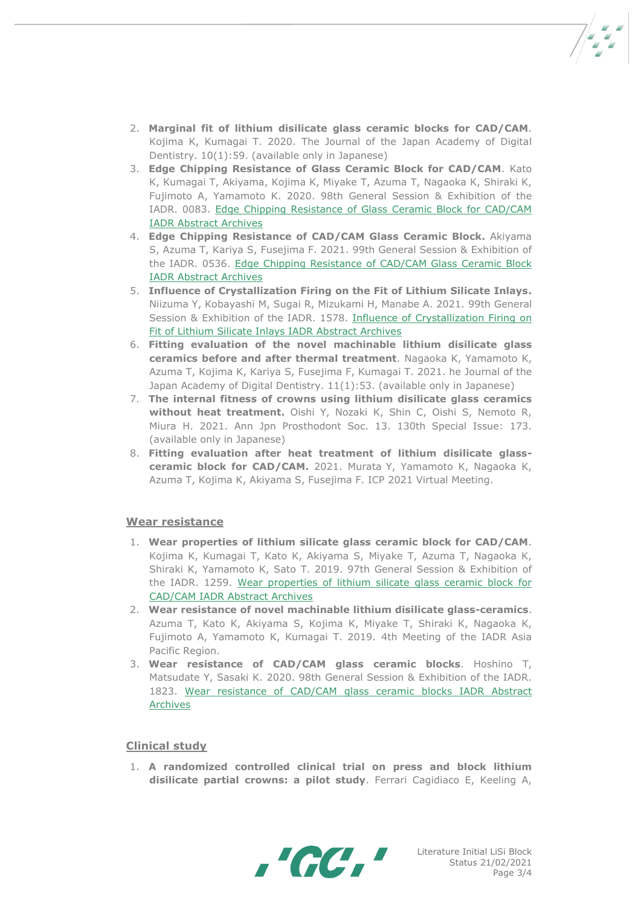2. **Marginal fit of lithium disilicate glass ceramic blocks for CAD/CAM**. Kojima K, Kumagai T. 2020. The Journal of the Japan Academy of Digital Dentistry. 10(1):59. (available only in Japanese)
3. **Edge Chipping Resistance of Glass Ceramic Block for CAD/CAM**. Kato K, Kumagai T, Akiyama, Kojima K, Miyake T, Azuma T, Nagaoka K, Shiraki K, Fujimoto A, Yamamoto K. 2020. 98th General Session & Exhibition of the IADR. 0083. Edge Chipping Resistance of Glass Ceramic Block for CAD/CAM IADR Abstract Archives
4. **Edge Chipping Resistance of CAD/CAM Glass Ceramic Block.** Akiyama S, Azuma T, Kariya S, Fusejima F. 2021. 99th General Session & Exhibition of the IADR. 0536. Edge Chipping Resistance of CAD/CAM Glass Ceramic Block IADR Abstract Archives
5. **Influence of Crystallization Firing on the Fit of Lithium Silicate Inlays.** Niizuma Y, Kobayashi M, Sugai R, Mizukami H, Manabe A. 2021. 99th General Session & Exhibition of the IADR. 1578. Influence of Crystallization Firing on Fit of Lithium Silicate Inlays IADR Abstract Archives
6. **Fitting evaluation of the novel machinable lithium disilicate glass ceramics before and after thermal treatment**. Nagaoka K, Yamamoto K, Azuma T, Kojima K, Kariya S, Fusejima F, Kumagai T. 2021. he Journal of the Japan Academy of Digital Dentistry. 11(1):53. (available only in Japanese)
7. **The internal fitness of crowns using lithium disilicate glass ceramics without heat treatment.** Oishi Y, Nozaki K, Shin C, Oishi S, Nemoto R, Miura H. 2021. Ann Jpn Prosthodont Soc. 13. 130th Special Issue: 173. (available only in Japanese)
8. **Fitting evaluation after heat treatment of lithium disilicate glass-ceramic block for CAD/CAM.** 2021. Murata Y, Yamamoto K, Nagaoka K, Azuma T, Kojima K, Akiyama S, Fusejima F. ICP 2021 Virtual Meeting.

## Wear resistance

1. **Wear properties of lithium silicate glass ceramic block for CAD/CAM**. Kojima K, Kumagai T, Kato K, Akiyama S, Miyake T, Azuma T, Nagaoka K, Shiraki K, Yamamoto K, Sato T. 2019. 97th General Session & Exhibition of the IADR. 1259. Wear properties of lithium silicate glass ceramic block for CAD/CAM IADR Abstract Archives
2. **Wear resistance of novel machinable lithium disilicate glass-ceramics**. Azuma T, Kato K, Akiyama S, Kojima K, Miyake T, Shiraki K, Nagaoka K, Fujimoto A, Yamamoto K, Kumagai T. 2019. 4th Meeting of the IADR Asia Pacific Region.
3. **Wear resistance of CAD/CAM glass ceramic blocks**. Hoshino T, Matsudate Y, Sasaki K. 2020. 98th General Session & Exhibition of the IADR. 1823. Wear resistance of CAD/CAM glass ceramic blocks IADR Abstract Archives

## Clinical study

1. **A randomized controlled clinical trial on press and block lithium disilicate partial crowns: a pilot study**. Ferrari Cagidiaco E, Keeling A,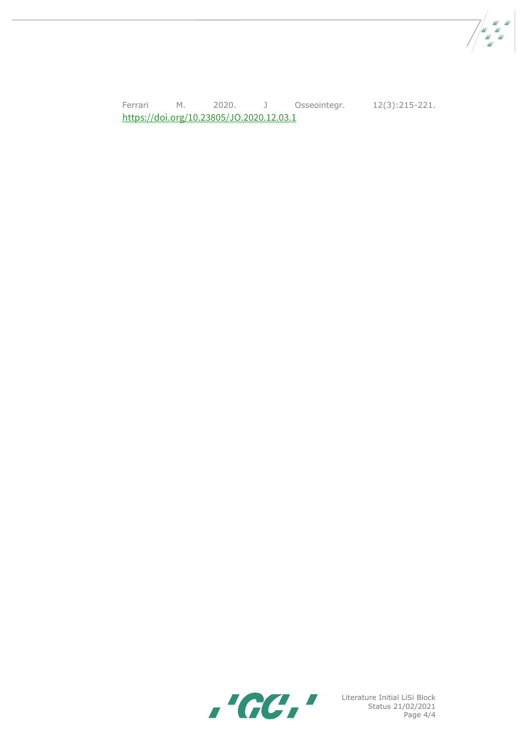Ferrari M. 2020. J Osseointegr. 12(3):215-221. https://doi.org/10.23805/JO.2020.12.03.1